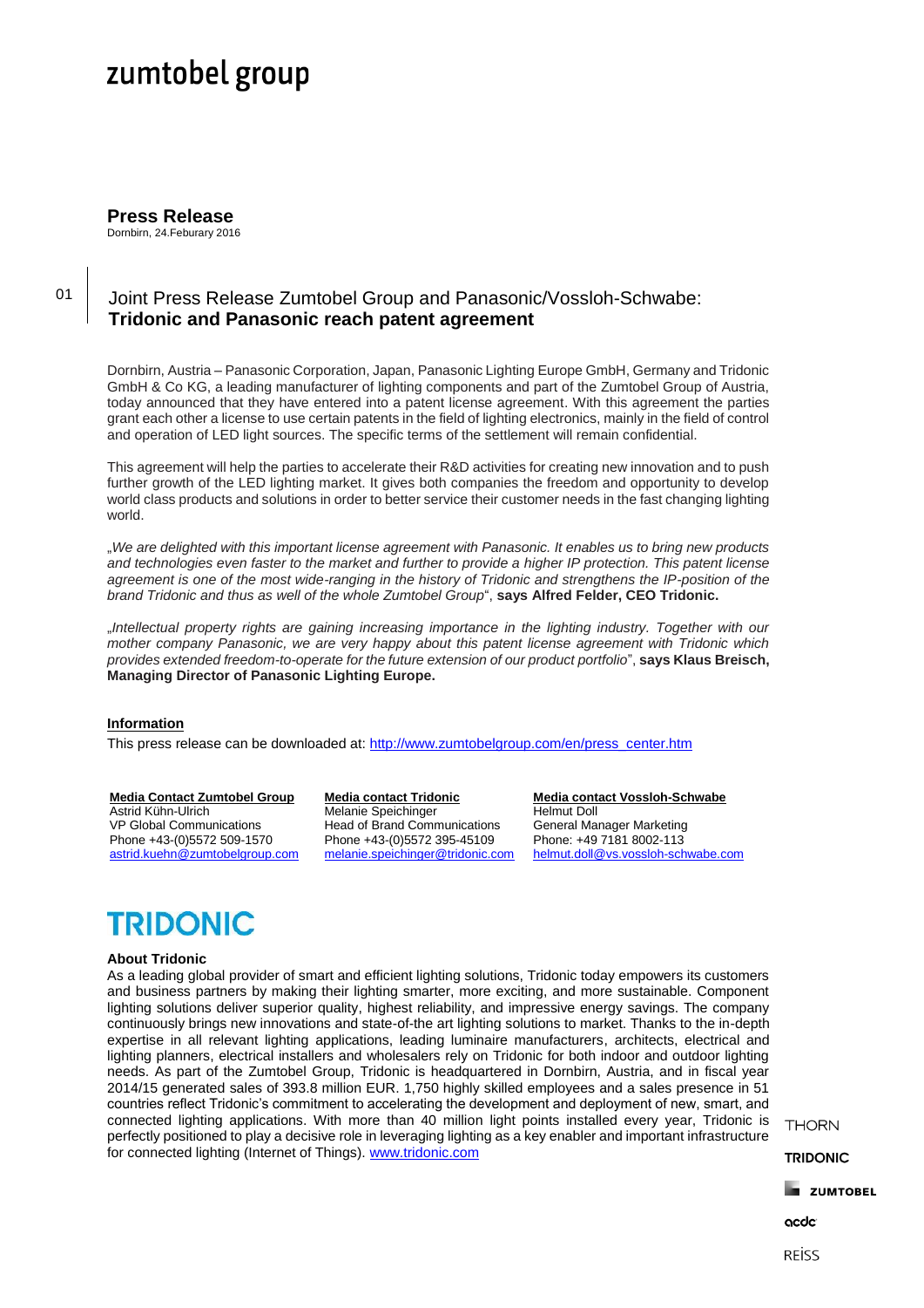zumtobel group

# Press Release

Dornbirn, 24.Feburary 2016

## Joint Press Release Zumtobel Group and Panasonic/Vossloh-Schwabe: **Tridonic and Panasonic reach patent agreement**

Dornbirn, Austria – Panasonic Corporation, Japan, Panasonic Lighting Europe GmbH, Germany and Tridonic GmbH & Co KG, a leading manufacturer of lighting components and part of the Zumtobel Group of Austria, today announced that they have entered into a patent license agreement. With this agreement the parties grant each other a license to use certain patents in the field of lighting electronics, mainly in the field of control and operation of LED light sources. The specific terms of the settlement will remain confidential.

This agreement will help the parties to accelerate their R&D activities for creating new innovation and to push further growth of the LED lighting market. It gives both companies the freedom and opportunity to develop world class products and solutions in order to better service their customer needs in the fast changing lighting world.

„*We are delighted with this important license agreement with Panasonic. It enables us to bring new products and technologies even faster to the market and further to provide a higher IP protection. This patent license agreement is one of the most wide-ranging in the history of Tridonic and strengthens the IP-position of the brand Tridonic and thus as well of the whole Zumtobel Group*“, **says Alfred Felder, CEO Tridonic.**

„*Intellectual property rights are gaining increasing importance in the lighting industry. Together with our mother company Panasonic, we are very happy about this patent license agreement with Tridonic which provides extended freedom-to-operate for the future extension of our product portfolio*“, **says Klaus Breisch, Managing Director of Panasonic Lighting Europe.**

**Information**

This press release can be downloaded at: http://www.zumtobelgroup.com/en/press_center.htm

**Media Contact Zumtobel Group**
Astrid Kühn-Ulrich
VP Global Communications
Phone +43-(0)5572 509-1570
astrid.kuehn@zumtobelgroup.com

**Media contact Tridonic**
Melanie Speichinger
Head of Brand Communications
Phone +43-(0)5572 395-45109
melanie.speichinger@tridonic.com

**Media contact Vossloh-Schwabe**
Helmut Doll
General Manager Marketing
Phone: +49 7181 8002-113
helmut.doll@vs.vossloh-schwabe.com

TRIDONIC

**About Tridonic**

As a leading global provider of smart and efficient lighting solutions, Tridonic today empowers its customers and business partners by making their lighting smarter, more exciting, and more sustainable. Component lighting solutions deliver superior quality, highest reliability, and impressive energy savings. The company continuously brings new innovations and state-of-the art lighting solutions to market. Thanks to the in-depth expertise in all relevant lighting applications, leading luminaire manufacturers, architects, electrical and lighting planners, electrical installers and wholesalers rely on Tridonic for both indoor and outdoor lighting needs. As part of the Zumtobel Group, Tridonic is headquartered in Dornbirn, Austria, and in fiscal year 2014/15 generated sales of 393.8 million EUR. 1,750 highly skilled employees and a sales presence in 51 countries reflect Tridonic's commitment to accelerating the development and deployment of new, smart, and connected lighting applications. With more than 40 million light points installed every year, Tridonic is perfectly positioned to play a decisive role in leveraging lighting as a key enabler and important infrastructure for connected lighting (Internet of Things). www.tridonic.com

THORN
TRIDONIC
ZUMTOBEL
acdc
REISS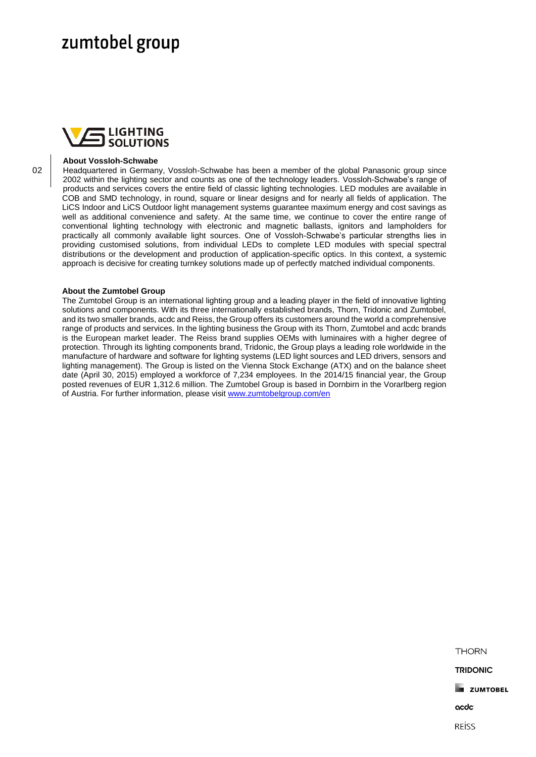## About Vossloh-Schwabe

Headquartered in Germany, Vossloh-Schwabe has been a member of the global Panasonic group since 2002 within the lighting sector and counts as one of the technology leaders. Vossloh-Schwabe's range of products and services covers the entire field of classic lighting technologies. LED modules are available in COB and SMD technology, in round, square or linear designs and for nearly all fields of application. The LiCS Indoor and LiCS Outdoor light management systems guarantee maximum energy and cost savings as well as additional convenience and safety. At the same time, we continue to cover the entire range of conventional lighting technology with electronic and magnetic ballasts, ignitors and lampholders for practically all commonly available light sources. One of Vossloh-Schwabe's particular strengths lies in providing customised solutions, from individual LEDs to complete LED modules with special spectral distributions or the development and production of application-specific optics. In this context, a systemic approach is decisive for creating turnkey solutions made up of perfectly matched individual components.

## About the Zumtobel Group

The Zumtobel Group is an international lighting group and a leading player in the field of innovative lighting solutions and components. With its three internationally established brands, Thorn, Tridonic and Zumtobel, and its two smaller brands, acdc and Reiss, the Group offers its customers around the world a comprehensive range of products and services. In the lighting business the Group with its Thorn, Zumtobel and acdc brands is the European market leader. The Reiss brand supplies OEMs with luminaires with a higher degree of protection. Through its lighting components brand, Tridonic, the Group plays a leading role worldwide in the manufacture of hardware and software for lighting systems (LED light sources and LED drivers, sensors and lighting management). The Group is listed on the Vienna Stock Exchange (ATX) and on the balance sheet date (April 30, 2015) employed a workforce of 7,234 employees. In the 2014/15 financial year, the Group posted revenues of EUR 1,312.6 million. The Zumtobel Group is based in Dornbirn in the Vorarlberg region of Austria. For further information, please visit [www.zumtobelgroup.com/en](www.zumtobelgroup.com/en)